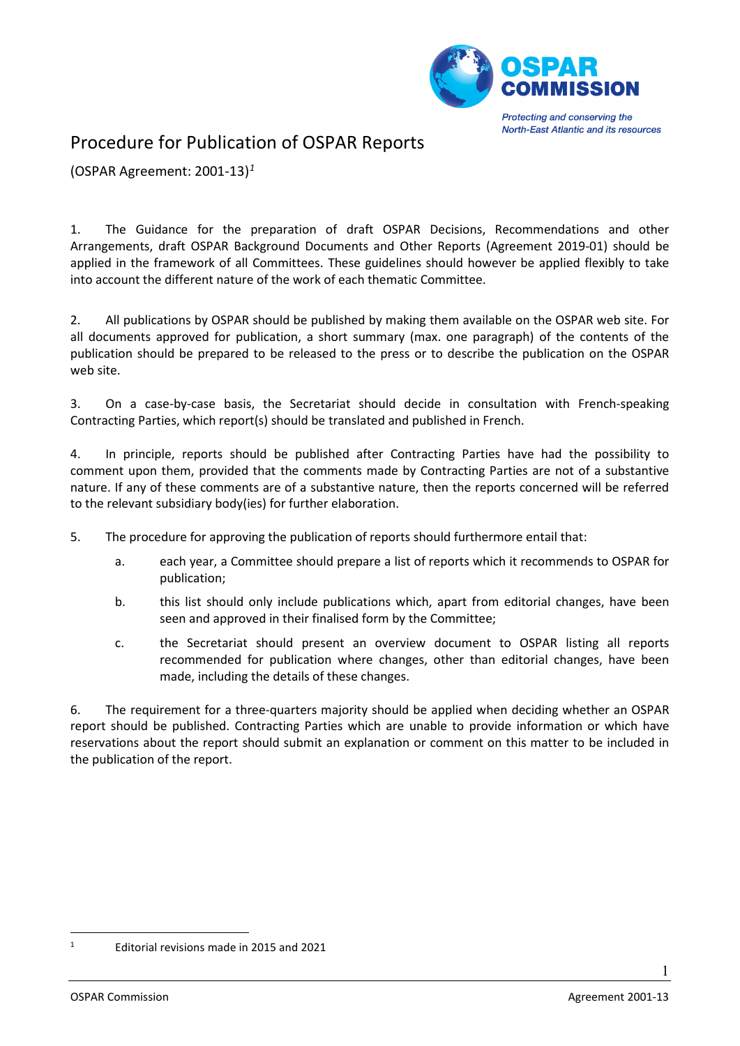# Procedure for Publication of OSPAR Reports

(OSPAR Agreement: 2001-13)[1]

1. The Guidance for the preparation of draft OSPAR Decisions, Recommendations and other Arrangements, draft OSPAR Background Documents and Other Reports (Agreement 2019-01) should be applied in the framework of all Committees. These guidelines should however be applied flexibly to take into account the different nature of the work of each thematic Committee.

2. All publications by OSPAR should be published by making them available on the OSPAR web site. For all documents approved for publication, a short summary (max. one paragraph) of the contents of the publication should be prepared to be released to the press or to describe the publication on the OSPAR web site.

3. On a case-by-case basis, the Secretariat should decide in consultation with French-speaking Contracting Parties, which report(s) should be translated and published in French.

4. In principle, reports should be published after Contracting Parties have had the possibility to comment upon them, provided that the comments made by Contracting Parties are not of a substantive nature. If any of these comments are of a substantive nature, then the reports concerned will be referred to the relevant subsidiary body(ies) for further elaboration.

5. The procedure for approving the publication of reports should furthermore entail that:

   a. each year, a Committee should prepare a list of reports which it recommends to OSPAR for publication;

   b. this list should only include publications which, apart from editorial changes, have been seen and approved in their finalised form by the Committee;

   c. the Secretariat should present an overview document to OSPAR listing all reports recommended for publication where changes, other than editorial changes, have been made, including the details of these changes.

6. The requirement for a three-quarters majority should be applied when deciding whether an OSPAR report should be published. Contracting Parties which are unable to provide information or which have reservations about the report should submit an explanation or comment on this matter to be included in the publication of the report.

---

[1] Editorial revisions made in 2015 and 2021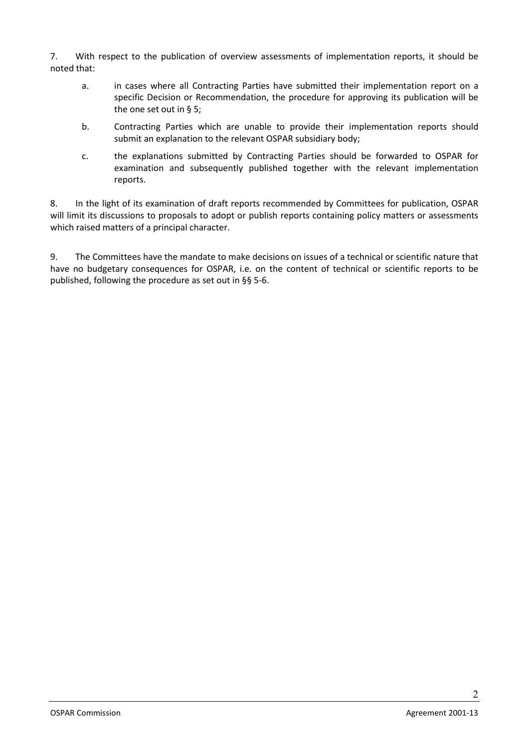7. With respect to the publication of overview assessments of implementation reports, it should be noted that:

   a. in cases where all Contracting Parties have submitted their implementation report on a specific Decision or Recommendation, the procedure for approving its publication will be the one set out in § 5;

   b. Contracting Parties which are unable to provide their implementation reports should submit an explanation to the relevant OSPAR subsidiary body;

   c. the explanations submitted by Contracting Parties should be forwarded to OSPAR for examination and subsequently published together with the relevant implementation reports.

8. In the light of its examination of draft reports recommended by Committees for publication, OSPAR will limit its discussions to proposals to adopt or publish reports containing policy matters or assessments which raised matters of a principal character.

9. The Committees have the mandate to make decisions on issues of a technical or scientific nature that have no budgetary consequences for OSPAR, i.e. on the content of technical or scientific reports to be published, following the procedure as set out in §§ 5-6.